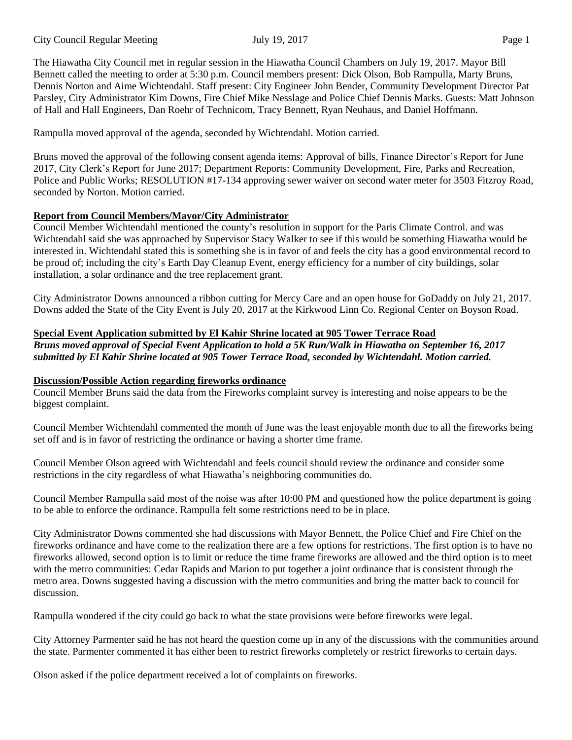The Hiawatha City Council met in regular session in the Hiawatha Council Chambers on July 19, 2017. Mayor Bill Bennett called the meeting to order at 5:30 p.m. Council members present: Dick Olson, Bob Rampulla, Marty Bruns, Dennis Norton and Aime Wichtendahl. Staff present: City Engineer John Bender, Community Development Director Pat Parsley, City Administrator Kim Downs, Fire Chief Mike Nesslage and Police Chief Dennis Marks. Guests: Matt Johnson of Hall and Hall Engineers, Dan Roehr of Technicom, Tracy Bennett, Ryan Neuhaus, and Daniel Hoffmann.

Rampulla moved approval of the agenda, seconded by Wichtendahl. Motion carried.

Bruns moved the approval of the following consent agenda items: Approval of bills, Finance Director's Report for June 2017, City Clerk's Report for June 2017; Department Reports: Community Development, Fire, Parks and Recreation, Police and Public Works; RESOLUTION #17-134 approving sewer waiver on second water meter for 3503 Fitzroy Road, seconded by Norton. Motion carried.

**Report from Council Members/Mayor/City Administrator**

Council Member Wichtendahl mentioned the county's resolution in support for the Paris Climate Control. and was Wichtendahl said she was approached by Supervisor Stacy Walker to see if this would be something Hiawatha would be interested in. Wichtendahl stated this is something she is in favor of and feels the city has a good environmental record to be proud of; including the city's Earth Day Cleanup Event, energy efficiency for a number of city buildings, solar installation, a solar ordinance and the tree replacement grant.

City Administrator Downs announced a ribbon cutting for Mercy Care and an open house for GoDaddy on July 21, 2017. Downs added the State of the City Event is July 20, 2017 at the Kirkwood Linn Co. Regional Center on Boyson Road.

**Special Event Application submitted by El Kahir Shrine located at 905 Tower Terrace Road**

***Bruns moved approval of Special Event Application to hold a 5K Run/Walk in Hiawatha on September 16, 2017 submitted by El Kahir Shrine located at 905 Tower Terrace Road, seconded by Wichtendahl. Motion carried.***

**Discussion/Possible Action regarding fireworks ordinance**

Council Member Bruns said the data from the Fireworks complaint survey is interesting and noise appears to be the biggest complaint.

Council Member Wichtendahl commented the month of June was the least enjoyable month due to all the fireworks being set off and is in favor of restricting the ordinance or having a shorter time frame.

Council Member Olson agreed with Wichtendahl and feels council should review the ordinance and consider some restrictions in the city regardless of what Hiawatha's neighboring communities do.

Council Member Rampulla said most of the noise was after 10:00 PM and questioned how the police department is going to be able to enforce the ordinance. Rampulla felt some restrictions need to be in place.

City Administrator Downs commented she had discussions with Mayor Bennett, the Police Chief and Fire Chief on the fireworks ordinance and have come to the realization there are a few options for restrictions. The first option is to have no fireworks allowed, second option is to limit or reduce the time frame fireworks are allowed and the third option is to meet with the metro communities: Cedar Rapids and Marion to put together a joint ordinance that is consistent through the metro area. Downs suggested having a discussion with the metro communities and bring the matter back to council for discussion.

Rampulla wondered if the city could go back to what the state provisions were before fireworks were legal.

City Attorney Parmenter said he has not heard the question come up in any of the discussions with the communities around the state. Parmenter commented it has either been to restrict fireworks completely or restrict fireworks to certain days.

Olson asked if the police department received a lot of complaints on fireworks.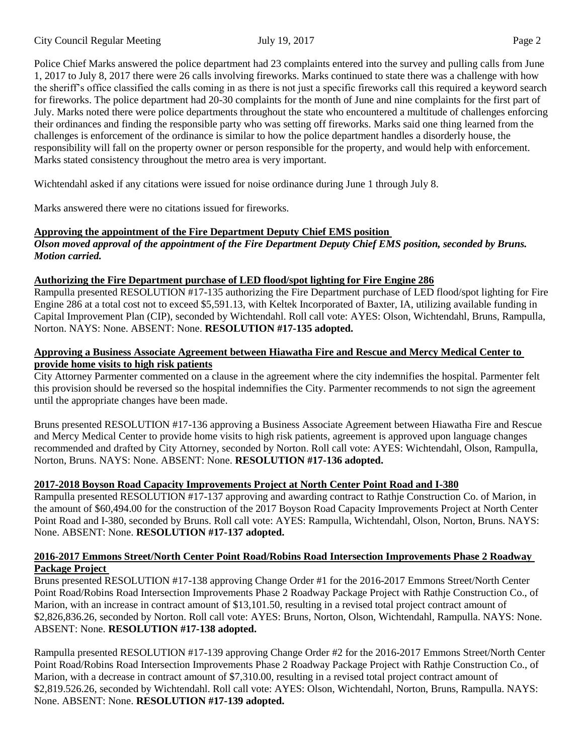Police Chief Marks answered the police department had 23 complaints entered into the survey and pulling calls from June 1, 2017 to July 8, 2017 there were 26 calls involving fireworks. Marks continued to state there was a challenge with how the sheriff's office classified the calls coming in as there is not just a specific fireworks call this required a keyword search for fireworks. The police department had 20-30 complaints for the month of June and nine complaints for the first part of July. Marks noted there were police departments throughout the state who encountered a multitude of challenges enforcing their ordinances and finding the responsible party who was setting off fireworks. Marks said one thing learned from the challenges is enforcement of the ordinance is similar to how the police department handles a disorderly house, the responsibility will fall on the property owner or person responsible for the property, and would help with enforcement. Marks stated consistency throughout the metro area is very important.

Wichtendahl asked if any citations were issued for noise ordinance during June 1 through July 8.

Marks answered there were no citations issued for fireworks.

**Approving the appointment of the Fire Department Deputy Chief EMS position**

***Olson moved approval of the appointment of the Fire Department Deputy Chief EMS position, seconded by Bruns. Motion carried.***

**Authorizing the Fire Department purchase of LED flood/spot lighting for Fire Engine 286**

Rampulla presented RESOLUTION #17-135 authorizing the Fire Department purchase of LED flood/spot lighting for Fire Engine 286 at a total cost not to exceed $5,591.13, with Keltek Incorporated of Baxter, IA, utilizing available funding in Capital Improvement Plan (CIP), seconded by Wichtendahl. Roll call vote: AYES: Olson, Wichtendahl, Bruns, Rampulla, Norton. NAYS: None. ABSENT: None. **RESOLUTION #17-135 adopted.**

**Approving a Business Associate Agreement between Hiawatha Fire and Rescue and Mercy Medical Center to provide home visits to high risk patients**

City Attorney Parmenter commented on a clause in the agreement where the city indemnifies the hospital. Parmenter felt this provision should be reversed so the hospital indemnifies the City. Parmenter recommends to not sign the agreement until the appropriate changes have been made.

Bruns presented RESOLUTION #17-136 approving a Business Associate Agreement between Hiawatha Fire and Rescue and Mercy Medical Center to provide home visits to high risk patients, agreement is approved upon language changes recommended and drafted by City Attorney, seconded by Norton. Roll call vote: AYES: Wichtendahl, Olson, Rampulla, Norton, Bruns. NAYS: None. ABSENT: None. **RESOLUTION #17-136 adopted.**

**2017-2018 Boyson Road Capacity Improvements Project at North Center Point Road and I-380**

Rampulla presented RESOLUTION #17-137 approving and awarding contract to Rathje Construction Co. of Marion, in the amount of $60,494.00 for the construction of the 2017 Boyson Road Capacity Improvements Project at North Center Point Road and I-380, seconded by Bruns. Roll call vote: AYES: Rampulla, Wichtendahl, Olson, Norton, Bruns. NAYS: None. ABSENT: None. **RESOLUTION #17-137 adopted.**

**2016-2017 Emmons Street/North Center Point Road/Robins Road Intersection Improvements Phase 2 Roadway Package Project**

Bruns presented RESOLUTION #17-138 approving Change Order #1 for the 2016-2017 Emmons Street/North Center Point Road/Robins Road Intersection Improvements Phase 2 Roadway Package Project with Rathje Construction Co., of Marion, with an increase in contract amount of $13,101.50, resulting in a revised total project contract amount of $2,826,836.26, seconded by Norton. Roll call vote: AYES: Bruns, Norton, Olson, Wichtendahl, Rampulla. NAYS: None. ABSENT: None. **RESOLUTION #17-138 adopted.**

Rampulla presented RESOLUTION #17-139 approving Change Order #2 for the 2016-2017 Emmons Street/North Center Point Road/Robins Road Intersection Improvements Phase 2 Roadway Package Project with Rathje Construction Co., of Marion, with a decrease in contract amount of $7,310.00, resulting in a revised total project contract amount of $2,819.526.26, seconded by Wichtendahl. Roll call vote: AYES: Olson, Wichtendahl, Norton, Bruns, Rampulla. NAYS: None. ABSENT: None. **RESOLUTION #17-139 adopted.**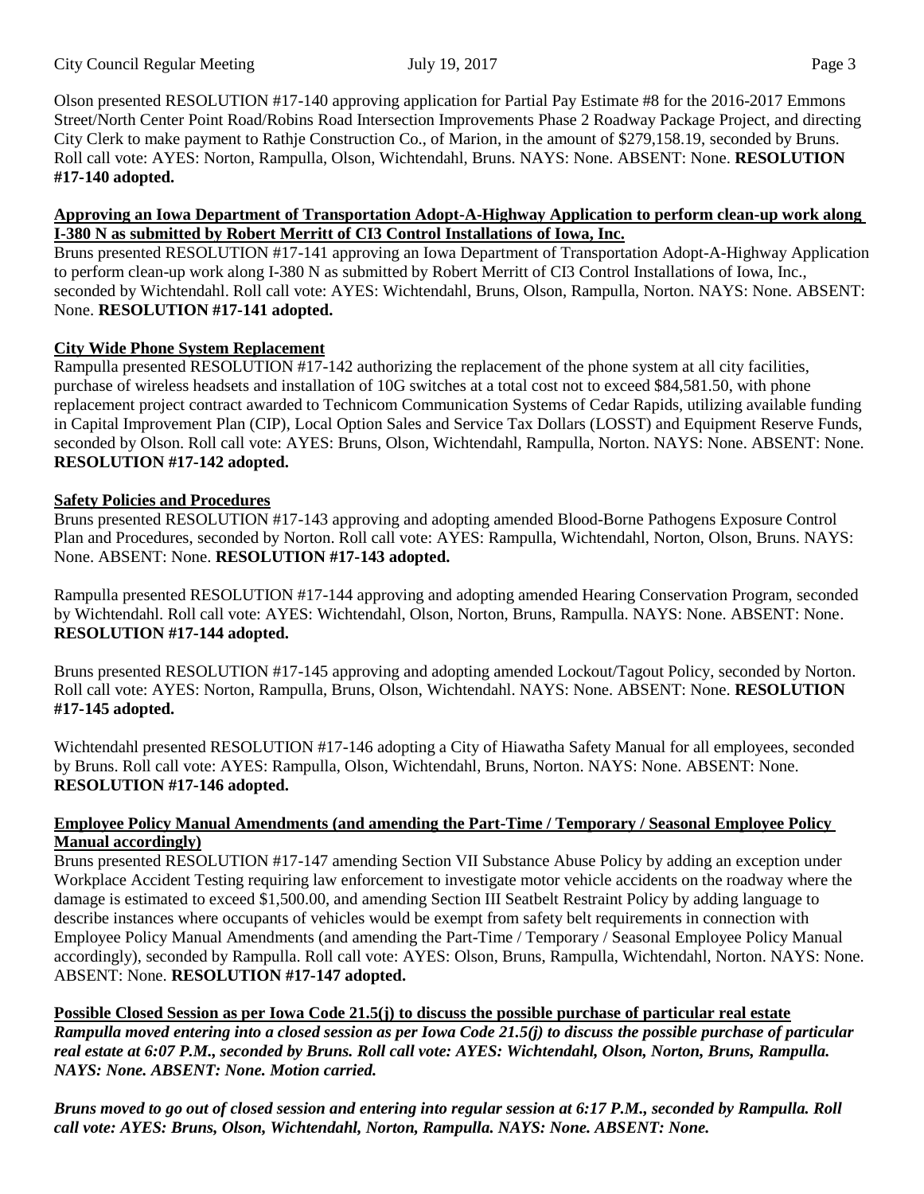Olson presented RESOLUTION #17-140 approving application for Partial Pay Estimate #8 for the 2016-2017 Emmons Street/North Center Point Road/Robins Road Intersection Improvements Phase 2 Roadway Package Project, and directing City Clerk to make payment to Rathje Construction Co., of Marion, in the amount of $279,158.19, seconded by Bruns. Roll call vote: AYES: Norton, Rampulla, Olson, Wichtendahl, Bruns. NAYS: None. ABSENT: None. **RESOLUTION #17-140 adopted.**

**Approving an Iowa Department of Transportation Adopt-A-Highway Application to perform clean-up work along I-380 N as submitted by Robert Merritt of CI3 Control Installations of Iowa, Inc.**

Bruns presented RESOLUTION #17-141 approving an Iowa Department of Transportation Adopt-A-Highway Application to perform clean-up work along I-380 N as submitted by Robert Merritt of CI3 Control Installations of Iowa, Inc., seconded by Wichtendahl. Roll call vote: AYES: Wichtendahl, Bruns, Olson, Rampulla, Norton. NAYS: None. ABSENT: None. **RESOLUTION #17-141 adopted.**

**City Wide Phone System Replacement**

Rampulla presented RESOLUTION #17-142 authorizing the replacement of the phone system at all city facilities, purchase of wireless headsets and installation of 10G switches at a total cost not to exceed $84,581.50, with phone replacement project contract awarded to Technicom Communication Systems of Cedar Rapids, utilizing available funding in Capital Improvement Plan (CIP), Local Option Sales and Service Tax Dollars (LOSST) and Equipment Reserve Funds, seconded by Olson. Roll call vote: AYES: Bruns, Olson, Wichtendahl, Rampulla, Norton. NAYS: None. ABSENT: None. **RESOLUTION #17-142 adopted.**

**Safety Policies and Procedures**

Bruns presented RESOLUTION #17-143 approving and adopting amended Blood-Borne Pathogens Exposure Control Plan and Procedures, seconded by Norton. Roll call vote: AYES: Rampulla, Wichtendahl, Norton, Olson, Bruns. NAYS: None. ABSENT: None. **RESOLUTION #17-143 adopted.**

Rampulla presented RESOLUTION #17-144 approving and adopting amended Hearing Conservation Program, seconded by Wichtendahl. Roll call vote: AYES: Wichtendahl, Olson, Norton, Bruns, Rampulla. NAYS: None. ABSENT: None. **RESOLUTION #17-144 adopted.**

Bruns presented RESOLUTION #17-145 approving and adopting amended Lockout/Tagout Policy, seconded by Norton. Roll call vote: AYES: Norton, Rampulla, Bruns, Olson, Wichtendahl. NAYS: None. ABSENT: None. **RESOLUTION #17-145 adopted.**

Wichtendahl presented RESOLUTION #17-146 adopting a City of Hiawatha Safety Manual for all employees, seconded by Bruns. Roll call vote: AYES: Rampulla, Olson, Wichtendahl, Bruns, Norton. NAYS: None. ABSENT: None. **RESOLUTION #17-146 adopted.**

**Employee Policy Manual Amendments (and amending the Part-Time / Temporary / Seasonal Employee Policy Manual accordingly)**

Bruns presented RESOLUTION #17-147 amending Section VII Substance Abuse Policy by adding an exception under Workplace Accident Testing requiring law enforcement to investigate motor vehicle accidents on the roadway where the damage is estimated to exceed $1,500.00, and amending Section III Seatbelt Restraint Policy by adding language to describe instances where occupants of vehicles would be exempt from safety belt requirements in connection with Employee Policy Manual Amendments (and amending the Part-Time / Temporary / Seasonal Employee Policy Manual accordingly), seconded by Rampulla. Roll call vote: AYES: Olson, Bruns, Rampulla, Wichtendahl, Norton. NAYS: None. ABSENT: None. **RESOLUTION #17-147 adopted.**

**Possible Closed Session as per Iowa Code 21.5(j) to discuss the possible purchase of particular real estate**

***Rampulla moved entering into a closed session as per Iowa Code 21.5(j) to discuss the possible purchase of particular real estate at 6:07 P.M., seconded by Bruns. Roll call vote: AYES: Wichtendahl, Olson, Norton, Bruns, Rampulla. NAYS: None. ABSENT: None. Motion carried.***

***Bruns moved to go out of closed session and entering into regular session at 6:17 P.M., seconded by Rampulla. Roll call vote: AYES: Bruns, Olson, Wichtendahl, Norton, Rampulla. NAYS: None. ABSENT: None.***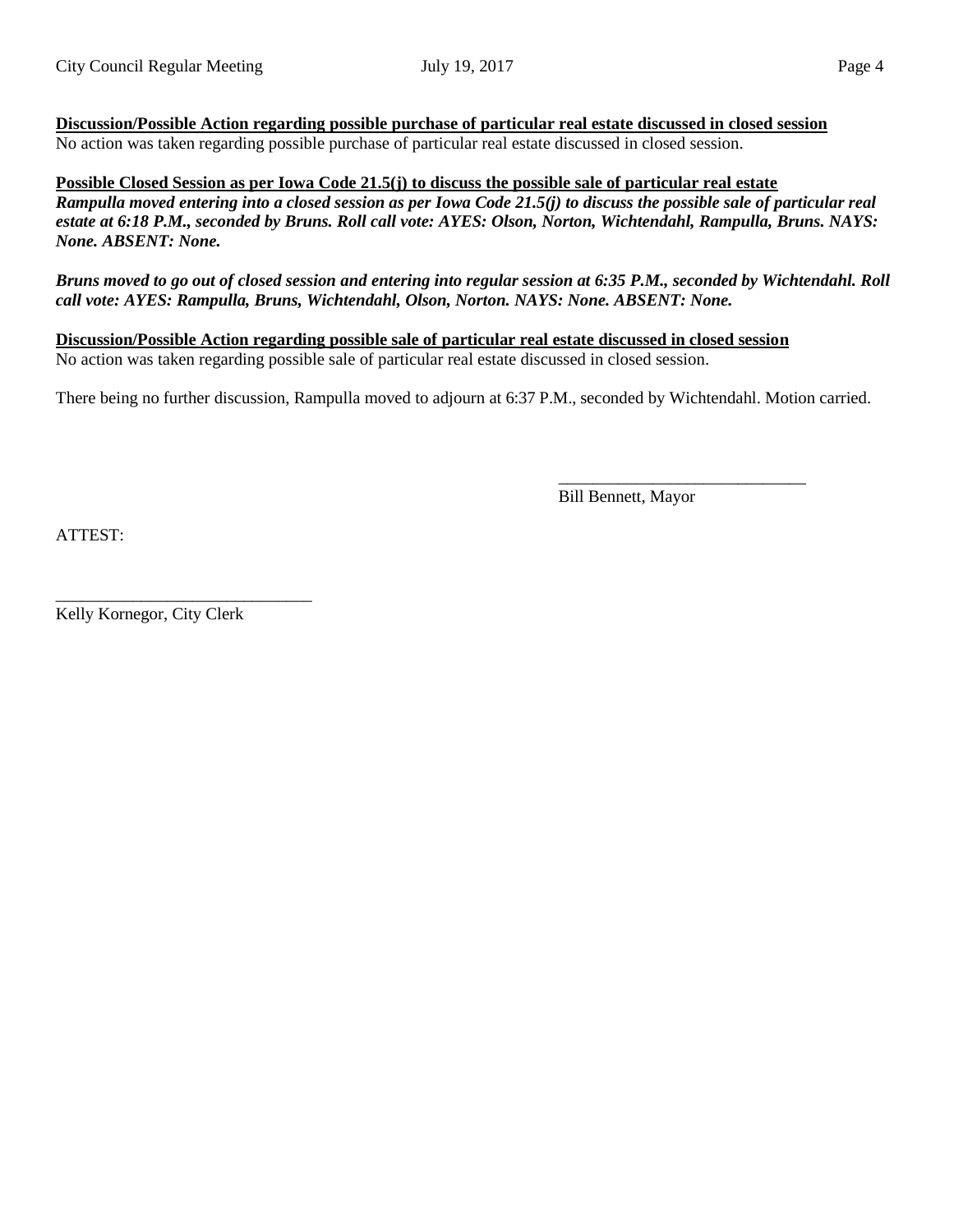**<u>Discussion/Possible Action regarding possible purchase of particular real estate discussed in closed session</u>**
No action was taken regarding possible purchase of particular real estate discussed in closed session.

**<u>Possible Closed Session as per Iowa Code 21.5(j) to discuss the possible sale of particular real estate</u>**
***Rampulla moved entering into a closed session as per Iowa Code 21.5(j) to discuss the possible sale of particular real estate at 6:18 P.M., seconded by Bruns. Roll call vote: AYES: Olson, Norton, Wichtendahl, Rampulla, Bruns. NAYS: None. ABSENT: None.***

***Bruns moved to go out of closed session and entering into regular session at 6:35 P.M., seconded by Wichtendahl. Roll call vote: AYES: Rampulla, Bruns, Wichtendahl, Olson, Norton. NAYS: None. ABSENT: None.***

**<u>Discussion/Possible Action regarding possible sale of particular real estate discussed in closed session</u>**
No action was taken regarding possible sale of particular real estate discussed in closed session.

There being no further discussion, Rampulla moved to adjourn at 6:37 P.M., seconded by Wichtendahl. Motion carried.

______________________________
Bill Bennett, Mayor

ATTEST:

______________________________
Kelly Kornegor, City Clerk